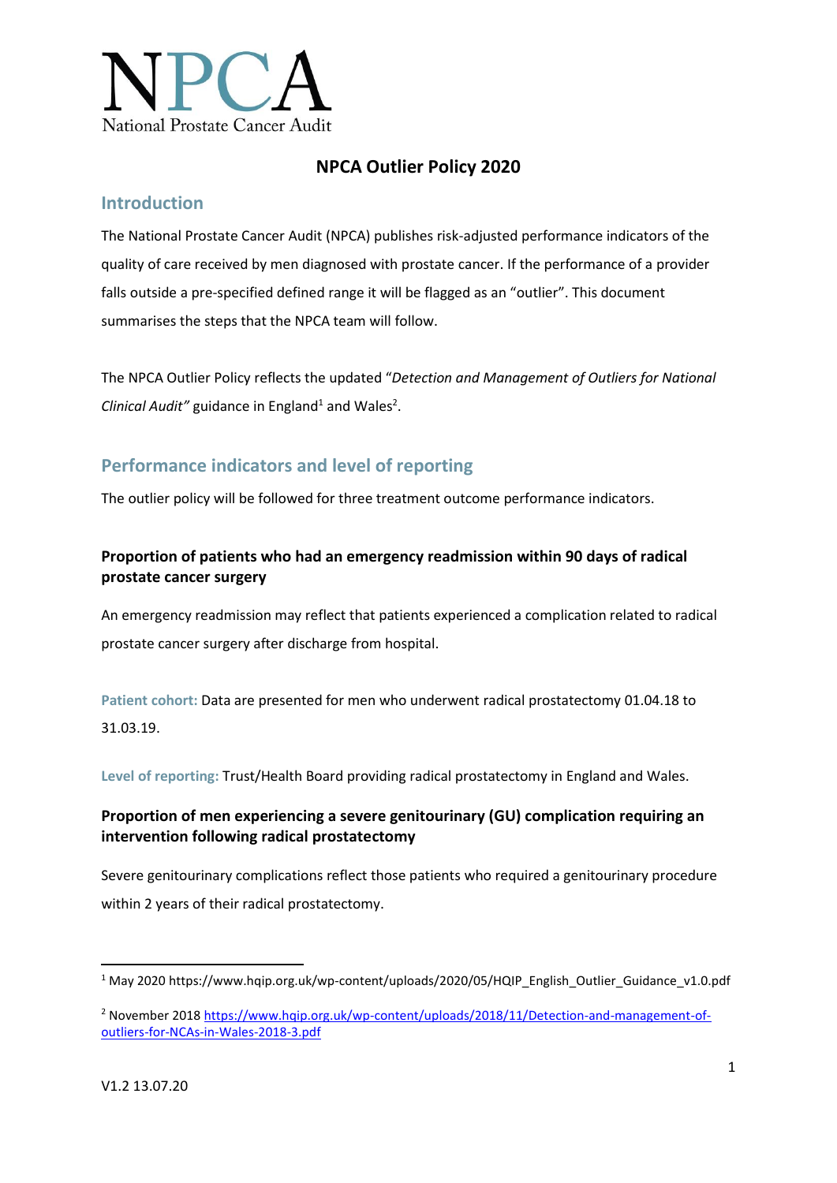NPCA

National Prostate Cancer Audit

# NPCA Outlier Policy 2020

## Introduction

The National Prostate Cancer Audit (NPCA) publishes risk-adjusted performance indicators of the quality of care received by men diagnosed with prostate cancer. If the performance of a provider falls outside a pre-specified defined range it will be flagged as an "outlier". This document summarises the steps that the NPCA team will follow.

The NPCA Outlier Policy reflects the updated "*Detection and Management of Outliers for National Clinical Audit"* guidance in England[1] and Wales[2].

## Performance indicators and level of reporting

The outlier policy will be followed for three treatment outcome performance indicators.

### Proportion of patients who had an emergency readmission within 90 days of radical prostate cancer surgery

An emergency readmission may reflect that patients experienced a complication related to radical prostate cancer surgery after discharge from hospital.

**Patient cohort:** Data are presented for men who underwent radical prostatectomy 01.04.18 to 31.03.19.

**Level of reporting:** Trust/Health Board providing radical prostatectomy in England and Wales.

### Proportion of men experiencing a severe genitourinary (GU) complication requiring an intervention following radical prostatectomy

Severe genitourinary complications reflect those patients who required a genitourinary procedure within 2 years of their radical prostatectomy.

---

[1] May 2020 https://www.hqip.org.uk/wp-content/uploads/2020/05/HQIP_English_Outlier_Guidance_v1.0.pdf

[2] November 2018 https://www.hqip.org.uk/wp-content/uploads/2018/11/Detection-and-management-of-outliers-for-NCAs-in-Wales-2018-3.pdf

V1.2 13.07.20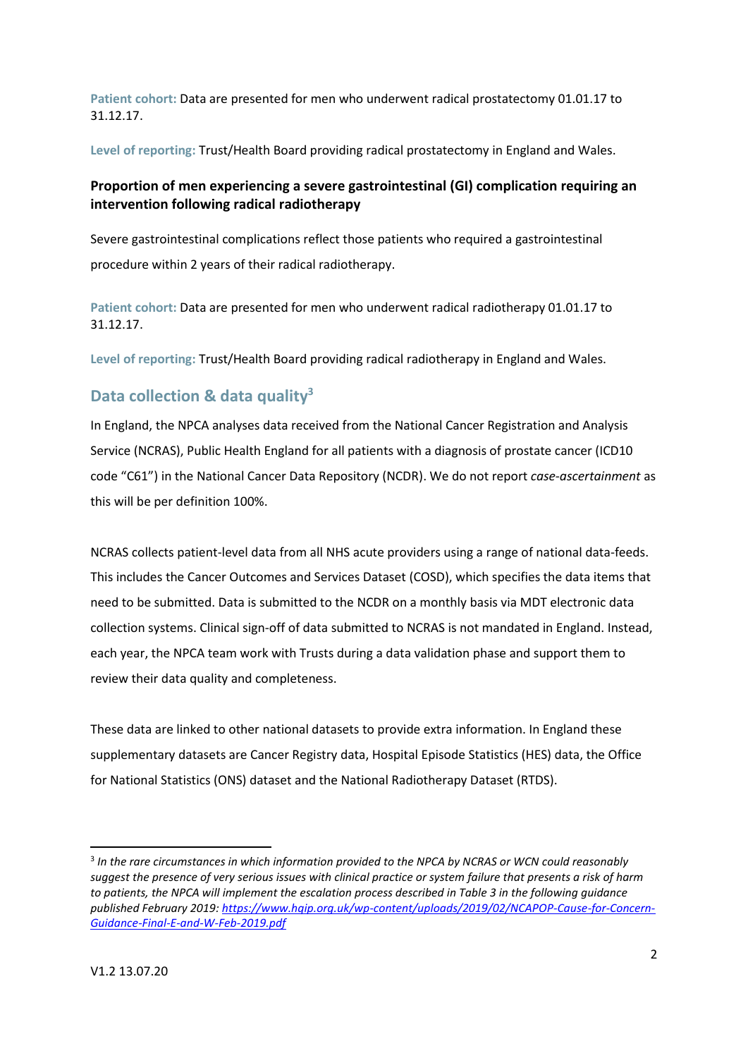**Patient cohort:** Data are presented for men who underwent radical prostatectomy 01.01.17 to 31.12.17.

**Level of reporting:** Trust/Health Board providing radical prostatectomy in England and Wales.

### Proportion of men experiencing a severe gastrointestinal (GI) complication requiring an intervention following radical radiotherapy

Severe gastrointestinal complications reflect those patients who required a gastrointestinal procedure within 2 years of their radical radiotherapy.

**Patient cohort:** Data are presented for men who underwent radical radiotherapy 01.01.17 to 31.12.17.

**Level of reporting:** Trust/Health Board providing radical radiotherapy in England and Wales.

## Data collection & data quality[3]

In England, the NPCA analyses data received from the National Cancer Registration and Analysis Service (NCRAS), Public Health England for all patients with a diagnosis of prostate cancer (ICD10 code "C61") in the National Cancer Data Repository (NCDR). We do not report *case-ascertainment* as this will be per definition 100%.

NCRAS collects patient-level data from all NHS acute providers using a range of national data-feeds. This includes the Cancer Outcomes and Services Dataset (COSD), which specifies the data items that need to be submitted. Data is submitted to the NCDR on a monthly basis via MDT electronic data collection systems. Clinical sign-off of data submitted to NCRAS is not mandated in England. Instead, each year, the NPCA team work with Trusts during a data validation phase and support them to review their data quality and completeness.

These data are linked to other national datasets to provide extra information. In England these supplementary datasets are Cancer Registry data, Hospital Episode Statistics (HES) data, the Office for National Statistics (ONS) dataset and the National Radiotherapy Dataset (RTDS).

---

[3] *In the rare circumstances in which information provided to the NPCA by NCRAS or WCN could reasonably suggest the presence of very serious issues with clinical practice or system failure that presents a risk of harm to patients, the NPCA will implement the escalation process described in Table 3 in the following guidance published February 2019: https://www.hqip.org.uk/wp-content/uploads/2019/02/NCAPOP-Cause-for-Concern-Guidance-Final-E-and-W-Feb-2019.pdf*

V1.2 13.07.20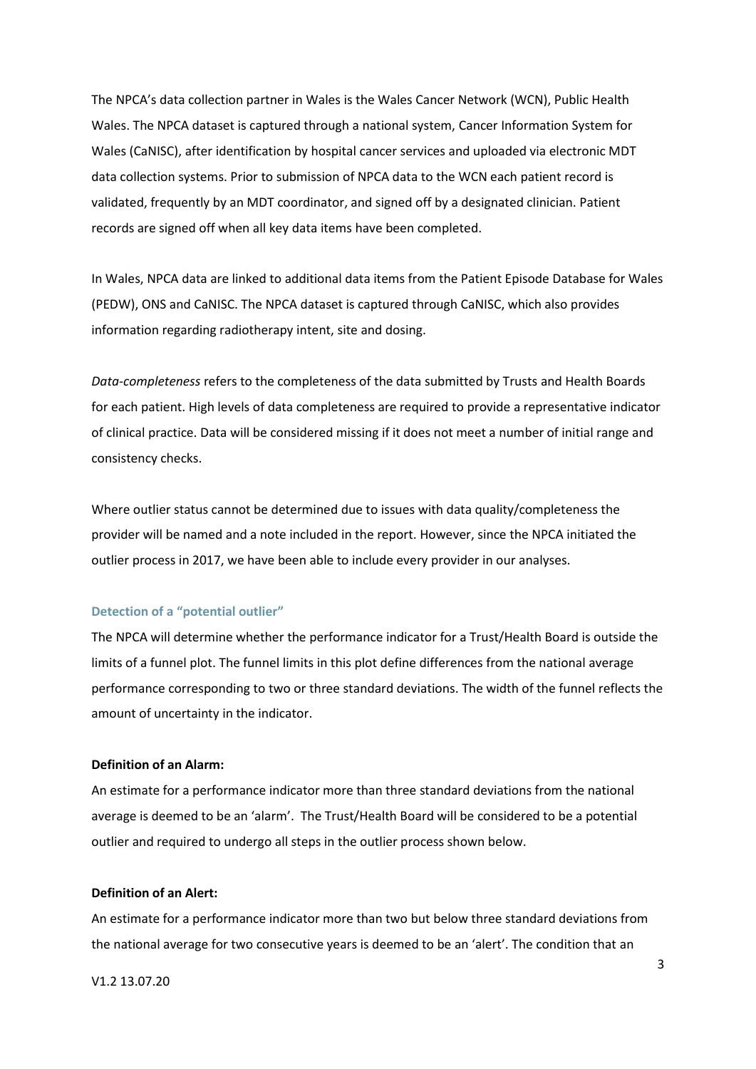The NPCA's data collection partner in Wales is the Wales Cancer Network (WCN), Public Health Wales. The NPCA dataset is captured through a national system, Cancer Information System for Wales (CaNISC), after identification by hospital cancer services and uploaded via electronic MDT data collection systems. Prior to submission of NPCA data to the WCN each patient record is validated, frequently by an MDT coordinator, and signed off by a designated clinician. Patient records are signed off when all key data items have been completed.

In Wales, NPCA data are linked to additional data items from the Patient Episode Database for Wales (PEDW), ONS and CaNISC. The NPCA dataset is captured through CaNISC, which also provides information regarding radiotherapy intent, site and dosing.

*Data-completeness* refers to the completeness of the data submitted by Trusts and Health Boards for each patient. High levels of data completeness are required to provide a representative indicator of clinical practice. Data will be considered missing if it does not meet a number of initial range and consistency checks.

Where outlier status cannot be determined due to issues with data quality/completeness the provider will be named and a note included in the report. However, since the NPCA initiated the outlier process in 2017, we have been able to include every provider in our analyses.

### Detection of a "potential outlier"

The NPCA will determine whether the performance indicator for a Trust/Health Board is outside the limits of a funnel plot. The funnel limits in this plot define differences from the national average performance corresponding to two or three standard deviations. The width of the funnel reflects the amount of uncertainty in the indicator.

**Definition of an Alarm:**

An estimate for a performance indicator more than three standard deviations from the national average is deemed to be an 'alarm'. The Trust/Health Board will be considered to be a potential outlier and required to undergo all steps in the outlier process shown below.

**Definition of an Alert:**

An estimate for a performance indicator more than two but below three standard deviations from the national average for two consecutive years is deemed to be an 'alert'. The condition that an

V1.2 13.07.20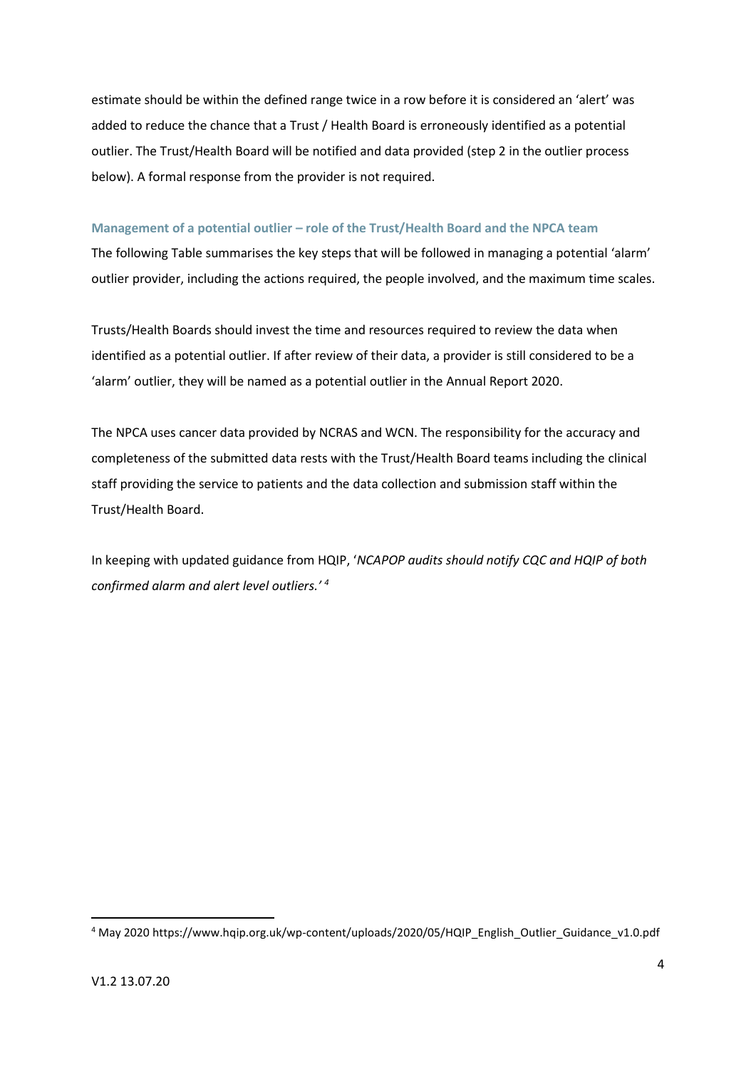estimate should be within the defined range twice in a row before it is considered an 'alert' was added to reduce the chance that a Trust / Health Board is erroneously identified as a potential outlier. The Trust/Health Board will be notified and data provided (step 2 in the outlier process below). A formal response from the provider is not required.

### Management of a potential outlier – role of the Trust/Health Board and the NPCA team

The following Table summarises the key steps that will be followed in managing a potential 'alarm' outlier provider, including the actions required, the people involved, and the maximum time scales.

Trusts/Health Boards should invest the time and resources required to review the data when identified as a potential outlier. If after review of their data, a provider is still considered to be a 'alarm' outlier, they will be named as a potential outlier in the Annual Report 2020.

The NPCA uses cancer data provided by NCRAS and WCN. The responsibility for the accuracy and completeness of the submitted data rests with the Trust/Health Board teams including the clinical staff providing the service to patients and the data collection and submission staff within the Trust/Health Board.

In keeping with updated guidance from HQIP, '*NCAPOP audits should notify CQC and HQIP of both confirmed alarm and alert level outliers.'* [4]

---

[4] May 2020 https://www.hqip.org.uk/wp-content/uploads/2020/05/HQIP_English_Outlier_Guidance_v1.0.pdf

V1.2 13.07.20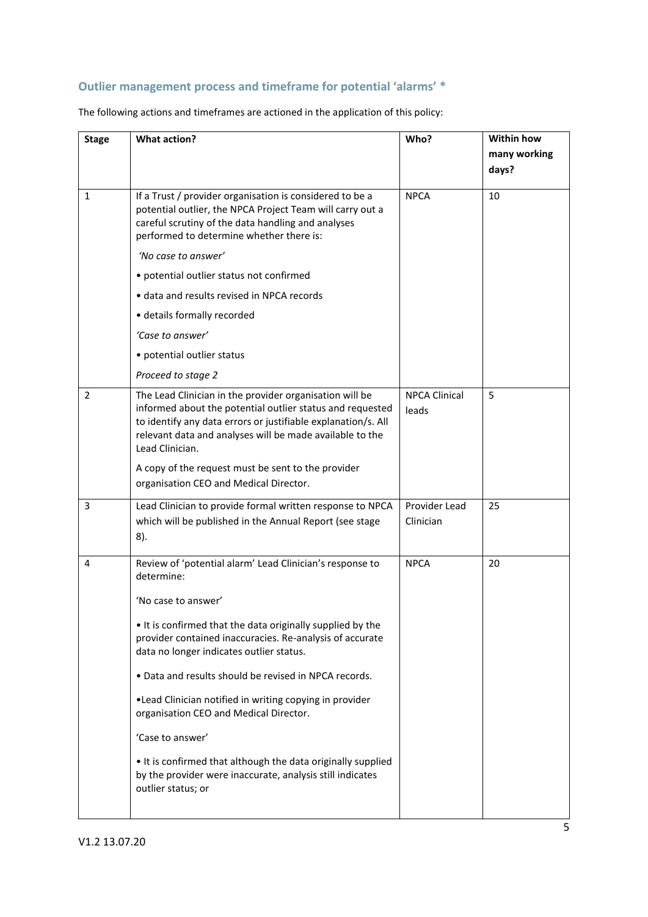## Outlier management process and timeframe for potential 'alarms' *

The following actions and timeframes are actioned in the application of this policy:

| Stage | What action? | Who? | Within how many working days? |
|---|---|---|---|
| 1 | If a Trust / provider organisation is considered to be a potential outlier, the NPCA Project Team will carry out a careful scrutiny of the data handling and analyses performed to determine whether there is:<br><br>*'No case to answer'*<br><br>• potential outlier status not confirmed<br><br>• data and results revised in NPCA records<br><br>• details formally recorded<br><br>*'Case to answer'*<br><br>• potential outlier status<br><br>*Proceed to stage 2* | NPCA | 10 |
| 2 | The Lead Clinician in the provider organisation will be informed about the potential outlier status and requested to identify any data errors or justifiable explanation/s. All relevant data and analyses will be made available to the Lead Clinician.<br><br>A copy of the request must be sent to the provider organisation CEO and Medical Director. | NPCA Clinical leads | 5 |
| 3 | Lead Clinician to provide formal written response to NPCA which will be published in the Annual Report (see stage 8). | Provider Lead Clinician | 25 |
| 4 | Review of 'potential alarm' Lead Clinician's response to determine:<br><br>'No case to answer'<br><br>• It is confirmed that the data originally supplied by the provider contained inaccuracies. Re-analysis of accurate data no longer indicates outlier status.<br><br>• Data and results should be revised in NPCA records.<br><br>•Lead Clinician notified in writing copying in provider organisation CEO and Medical Director.<br><br>'Case to answer'<br><br>• It is confirmed that although the data originally supplied by the provider were inaccurate, analysis still indicates outlier status; or | NPCA | 20 |

V1.2 13.07.20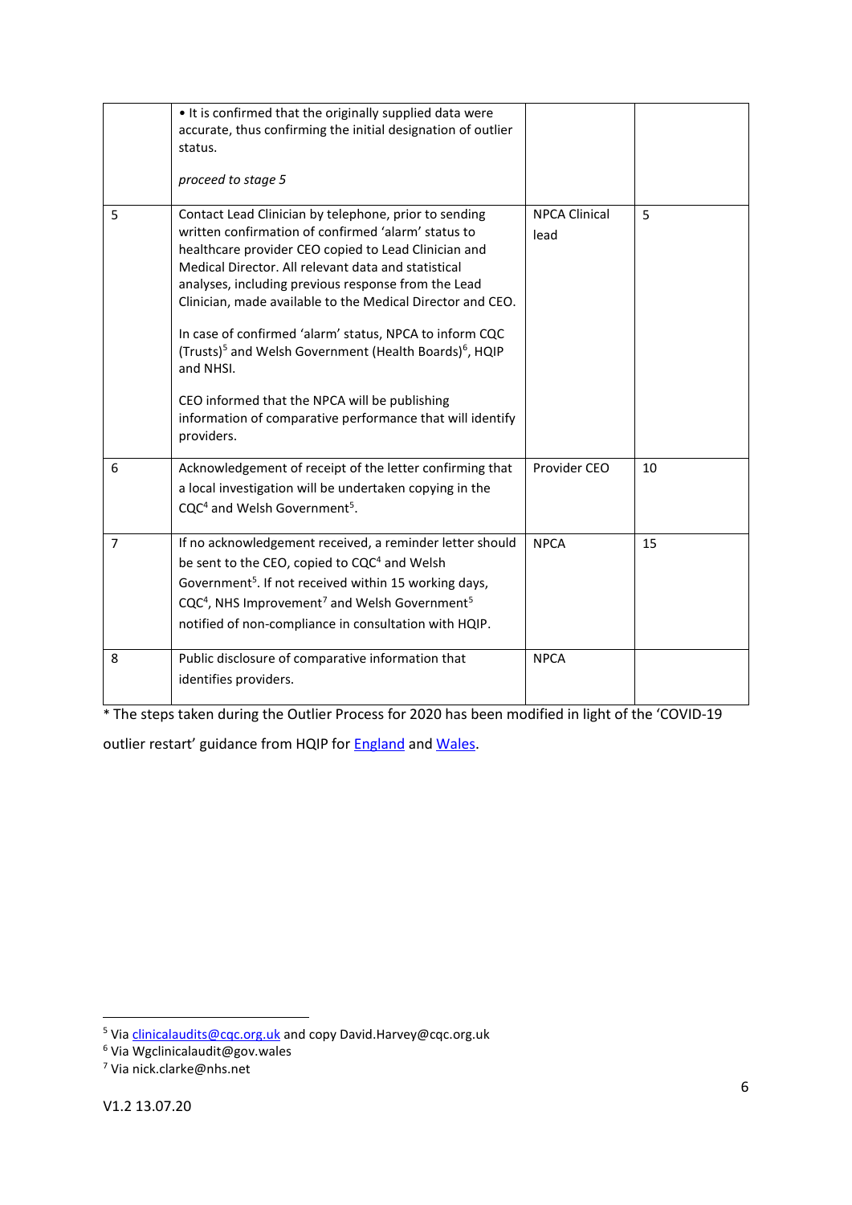| | | | |
|---|---|---|---|
| | • It is confirmed that the originally supplied data were accurate, thus confirming the initial designation of outlier status.<br><br>*proceed to stage 5* | | |
| 5 | Contact Lead Clinician by telephone, prior to sending written confirmation of confirmed 'alarm' status to healthcare provider CEO copied to Lead Clinician and Medical Director. All relevant data and statistical analyses, including previous response from the Lead Clinician, made available to the Medical Director and CEO.<br><br>In case of confirmed 'alarm' status, NPCA to inform CQC (Trusts)[5] and Welsh Government (Health Boards)[6], HQIP and NHSI.<br><br>CEO informed that the NPCA will be publishing information of comparative performance that will identify providers. | NPCA Clinical lead | 5 |
| 6 | Acknowledgement of receipt of the letter confirming that a local investigation will be undertaken copying in the CQC[4] and Welsh Government[5]. | Provider CEO | 10 |
| 7 | If no acknowledgement received, a reminder letter should be sent to the CEO, copied to CQC[4] and Welsh Government[5]. If not received within 15 working days, CQC[4], NHS Improvement[7] and Welsh Government[5] notified of non-compliance in consultation with HQIP. | NPCA | 15 |
| 8 | Public disclosure of comparative information that identifies providers. | NPCA | |

* The steps taken during the Outlier Process for 2020 has been modified in light of the 'COVID-19 outlier restart' guidance from HQIP for England and Wales.

[5] Via clinicalaudits@cqc.org.uk and copy David.Harvey@cqc.org.uk
[6] Via Wgclinicalaudit@gov.wales
[7] Via nick.clarke@nhs.net

V1.2 13.07.20